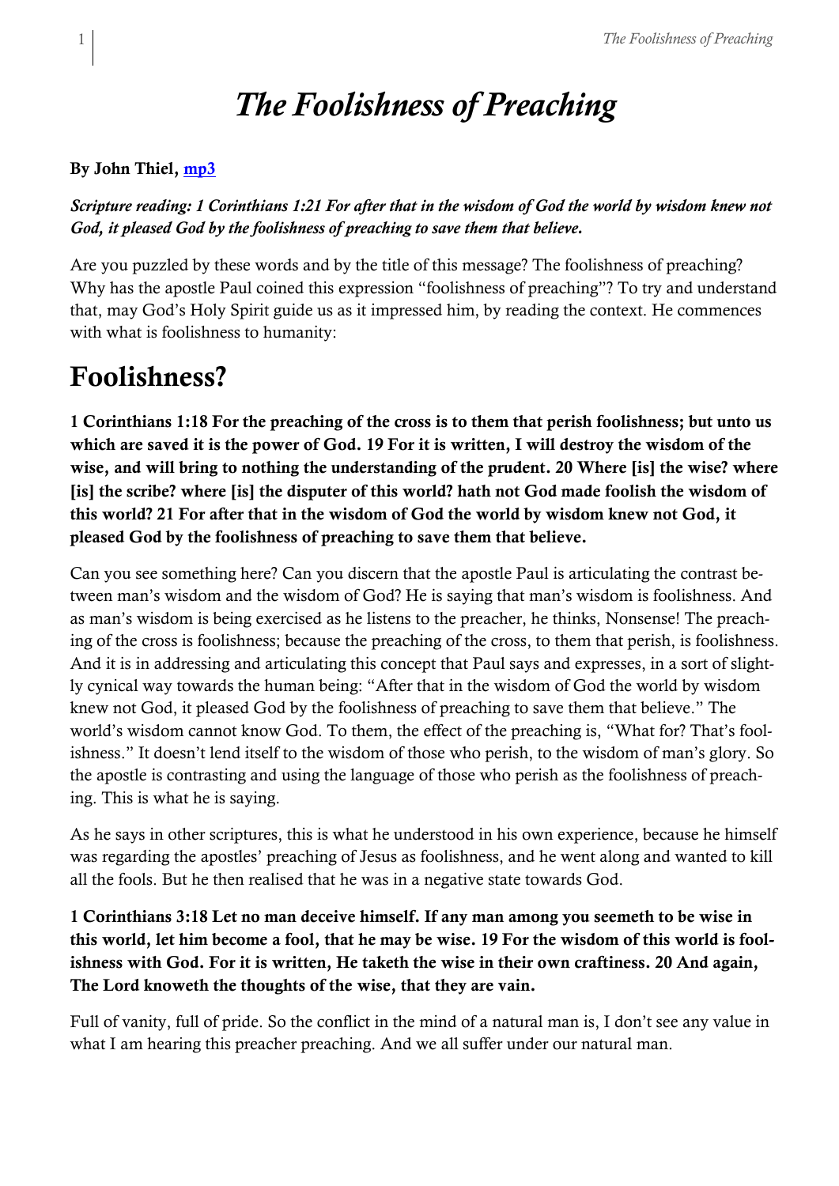# The Foolishness of Preaching

**By John Thiel, mp3**

***Scripture reading: 1 Corinthians 1:21 For after that in the wisdom of God the world by wisdom knew not God, it pleased God by the foolishness of preaching to save them that believe.***

Are you puzzled by these words and by the title of this message? The foolishness of preaching? Why has the apostle Paul coined this expression "foolishness of preaching"? To try and understand that, may God's Holy Spirit guide us as it impressed him, by reading the context. He commences with what is foolishness to humanity:

## Foolishness?

**1 Corinthians 1:18 For the preaching of the cross is to them that perish foolishness; but unto us which are saved it is the power of God. 19 For it is written, I will destroy the wisdom of the wise, and will bring to nothing the understanding of the prudent. 20 Where [is] the wise? where [is] the scribe? where [is] the disputer of this world? hath not God made foolish the wisdom of this world? 21 For after that in the wisdom of God the world by wisdom knew not God, it pleased God by the foolishness of preaching to save them that believe.**

Can you see something here? Can you discern that the apostle Paul is articulating the contrast between man's wisdom and the wisdom of God? He is saying that man's wisdom is foolishness. And as man's wisdom is being exercised as he listens to the preacher, he thinks, Nonsense! The preaching of the cross is foolishness; because the preaching of the cross, to them that perish, is foolishness. And it is in addressing and articulating this concept that Paul says and expresses, in a sort of slightly cynical way towards the human being: "After that in the wisdom of God the world by wisdom knew not God, it pleased God by the foolishness of preaching to save them that believe." The world's wisdom cannot know God. To them, the effect of the preaching is, "What for? That's foolishness." It doesn't lend itself to the wisdom of those who perish, to the wisdom of man's glory. So the apostle is contrasting and using the language of those who perish as the foolishness of preaching. This is what he is saying.

As he says in other scriptures, this is what he understood in his own experience, because he himself was regarding the apostles' preaching of Jesus as foolishness, and he went along and wanted to kill all the fools. But he then realised that he was in a negative state towards God.

**1 Corinthians 3:18 Let no man deceive himself. If any man among you seemeth to be wise in this world, let him become a fool, that he may be wise. 19 For the wisdom of this world is foolishness with God. For it is written, He taketh the wise in their own craftiness. 20 And again, The Lord knoweth the thoughts of the wise, that they are vain.**

Full of vanity, full of pride. So the conflict in the mind of a natural man is, I don't see any value in what I am hearing this preacher preaching. And we all suffer under our natural man.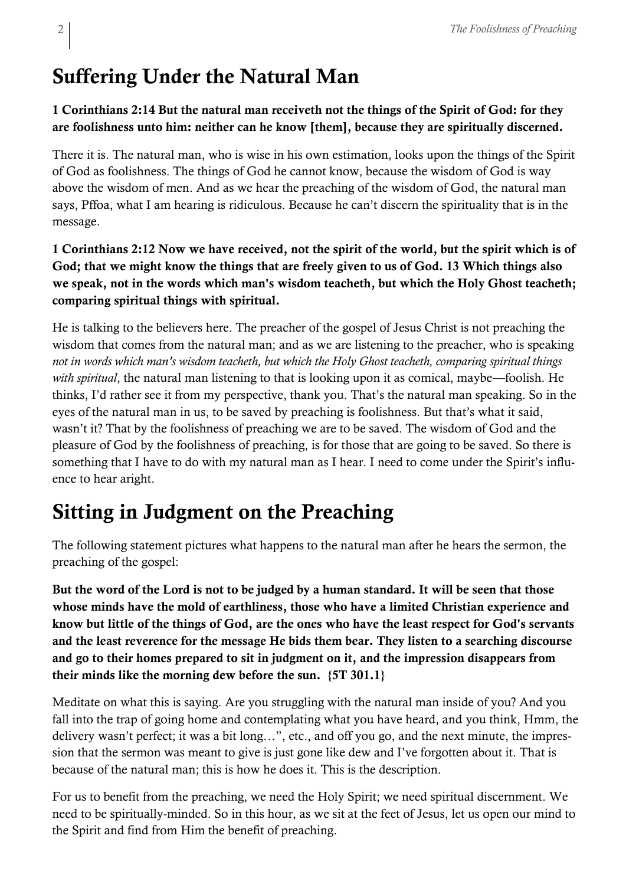## Suffering Under the Natural Man

**1 Corinthians 2:14 But the natural man receiveth not the things of the Spirit of God: for they are foolishness unto him: neither can he know [them], because they are spiritually discerned.**

There it is. The natural man, who is wise in his own estimation, looks upon the things of the Spirit of God as foolishness. The things of God he cannot know, because the wisdom of God is way above the wisdom of men. And as we hear the preaching of the wisdom of God, the natural man says, Pffoa, what I am hearing is ridiculous. Because he can't discern the spirituality that is in the message.

**1 Corinthians 2:12 Now we have received, not the spirit of the world, but the spirit which is of God; that we might know the things that are freely given to us of God. 13 Which things also we speak, not in the words which man's wisdom teacheth, but which the Holy Ghost teacheth; comparing spiritual things with spiritual.**

He is talking to the believers here. The preacher of the gospel of Jesus Christ is not preaching the wisdom that comes from the natural man; and as we are listening to the preacher, who is speaking *not in words which man's wisdom teacheth, but which the Holy Ghost teacheth, comparing spiritual things with spiritual*, the natural man listening to that is looking upon it as comical, maybe—foolish. He thinks, I'd rather see it from my perspective, thank you. That's the natural man speaking. So in the eyes of the natural man in us, to be saved by preaching is foolishness. But that's what it said, wasn't it? That by the foolishness of preaching we are to be saved. The wisdom of God and the pleasure of God by the foolishness of preaching, is for those that are going to be saved. So there is something that I have to do with my natural man as I hear. I need to come under the Spirit's influence to hear aright.

## Sitting in Judgment on the Preaching

The following statement pictures what happens to the natural man after he hears the sermon, the preaching of the gospel:

**But the word of the Lord is not to be judged by a human standard. It will be seen that those whose minds have the mold of earthliness, those who have a limited Christian experience and know but little of the things of God, are the ones who have the least respect for God's servants and the least reverence for the message He bids them bear. They listen to a searching discourse and go to their homes prepared to sit in judgment on it, and the impression disappears from their minds like the morning dew before the sun. {5T 301.1}**

Meditate on what this is saying. Are you struggling with the natural man inside of you? And you fall into the trap of going home and contemplating what you have heard, and you think, Hmm, the delivery wasn't perfect; it was a bit long…", etc., and off you go, and the next minute, the impression that the sermon was meant to give is just gone like dew and I've forgotten about it. That is because of the natural man; this is how he does it. This is the description.

For us to benefit from the preaching, we need the Holy Spirit; we need spiritual discernment. We need to be spiritually-minded. So in this hour, as we sit at the feet of Jesus, let us open our mind to the Spirit and find from Him the benefit of preaching.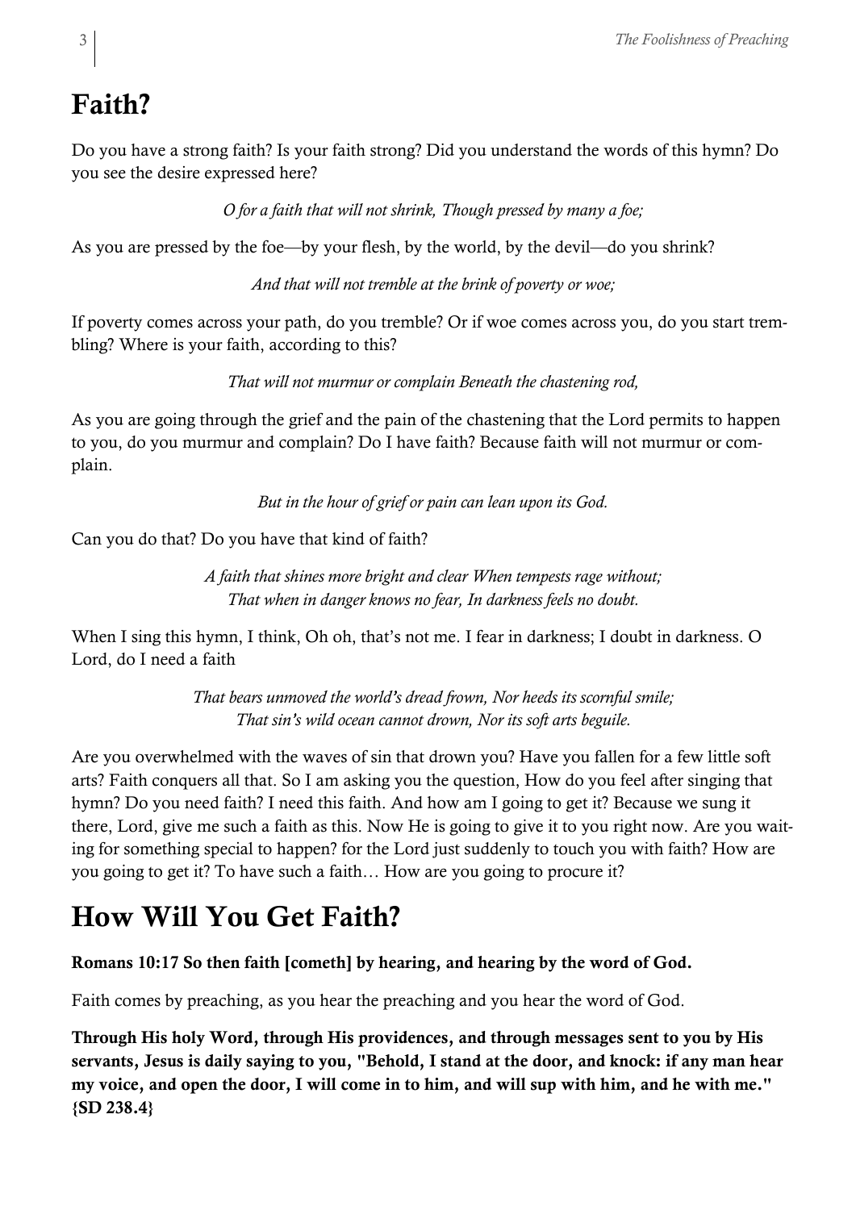## Faith?

Do you have a strong faith? Is your faith strong? Did you understand the words of this hymn? Do you see the desire expressed here?

*O for a faith that will not shrink, Though pressed by many a foe;*

As you are pressed by the foe—by your flesh, by the world, by the devil—do you shrink?

*And that will not tremble at the brink of poverty or woe;*

If poverty comes across your path, do you tremble? Or if woe comes across you, do you start trembling? Where is your faith, according to this?

*That will not murmur or complain Beneath the chastening rod,*

As you are going through the grief and the pain of the chastening that the Lord permits to happen to you, do you murmur and complain? Do I have faith? Because faith will not murmur or complain.

*But in the hour of grief or pain can lean upon its God.*

Can you do that? Do you have that kind of faith?

*A faith that shines more bright and clear When tempests rage without;*
*That when in danger knows no fear, In darkness feels no doubt.*

When I sing this hymn, I think, Oh oh, that's not me. I fear in darkness; I doubt in darkness. O Lord, do I need a faith

*That bears unmoved the world's dread frown, Nor heeds its scornful smile;*
*That sin's wild ocean cannot drown, Nor its soft arts beguile.*

Are you overwhelmed with the waves of sin that drown you? Have you fallen for a few little soft arts? Faith conquers all that. So I am asking you the question, How do you feel after singing that hymn? Do you need faith? I need this faith. And how am I going to get it? Because we sung it there, Lord, give me such a faith as this. Now He is going to give it to you right now. Are you waiting for something special to happen? for the Lord just suddenly to touch you with faith? How are you going to get it? To have such a faith… How are you going to procure it?

## How Will You Get Faith?

**Romans 10:17 So then faith [cometh] by hearing, and hearing by the word of God.**

Faith comes by preaching, as you hear the preaching and you hear the word of God.

**Through His holy Word, through His providences, and through messages sent to you by His servants, Jesus is daily saying to you, "Behold, I stand at the door, and knock: if any man hear my voice, and open the door, I will come in to him, and will sup with him, and he with me." {SD 238.4}**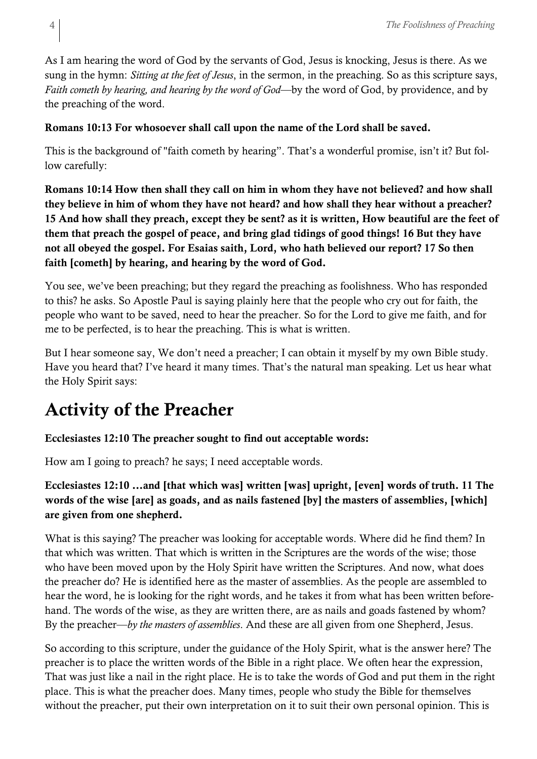As I am hearing the word of God by the servants of God, Jesus is knocking, Jesus is there. As we sung in the hymn: *Sitting at the feet of Jesus*, in the sermon, in the preaching. So as this scripture says, *Faith cometh by hearing, and hearing by the word of God*—by the word of God, by providence, and by the preaching of the word.

**Romans 10:13 For whosoever shall call upon the name of the Lord shall be saved.**

This is the background of "faith cometh by hearing". That's a wonderful promise, isn't it? But follow carefully:

**Romans 10:14 How then shall they call on him in whom they have not believed? and how shall they believe in him of whom they have not heard? and how shall they hear without a preacher? 15 And how shall they preach, except they be sent? as it is written, How beautiful are the feet of them that preach the gospel of peace, and bring glad tidings of good things! 16 But they have not all obeyed the gospel. For Esaias saith, Lord, who hath believed our report? 17 So then faith [cometh] by hearing, and hearing by the word of God.**

You see, we've been preaching; but they regard the preaching as foolishness. Who has responded to this? he asks. So Apostle Paul is saying plainly here that the people who cry out for faith, the people who want to be saved, need to hear the preacher. So for the Lord to give me faith, and for me to be perfected, is to hear the preaching. This is what is written.

But I hear someone say, We don't need a preacher; I can obtain it myself by my own Bible study. Have you heard that? I've heard it many times. That's the natural man speaking. Let us hear what the Holy Spirit says:

# Activity of the Preacher

**Ecclesiastes 12:10 The preacher sought to find out acceptable words:**

How am I going to preach? he says; I need acceptable words.

**Ecclesiastes 12:10 …and [that which was] written [was] upright, [even] words of truth. 11 The words of the wise [are] as goads, and as nails fastened [by] the masters of assemblies, [which] are given from one shepherd.**

What is this saying? The preacher was looking for acceptable words. Where did he find them? In that which was written. That which is written in the Scriptures are the words of the wise; those who have been moved upon by the Holy Spirit have written the Scriptures. And now, what does the preacher do? He is identified here as the master of assemblies. As the people are assembled to hear the word, he is looking for the right words, and he takes it from what has been written beforehand. The words of the wise, as they are written there, are as nails and goads fastened by whom? By the preacher—*by the masters of assemblies*. And these are all given from one Shepherd, Jesus.

So according to this scripture, under the guidance of the Holy Spirit, what is the answer here? The preacher is to place the written words of the Bible in a right place. We often hear the expression, That was just like a nail in the right place. He is to take the words of God and put them in the right place. This is what the preacher does. Many times, people who study the Bible for themselves without the preacher, put their own interpretation on it to suit their own personal opinion. This is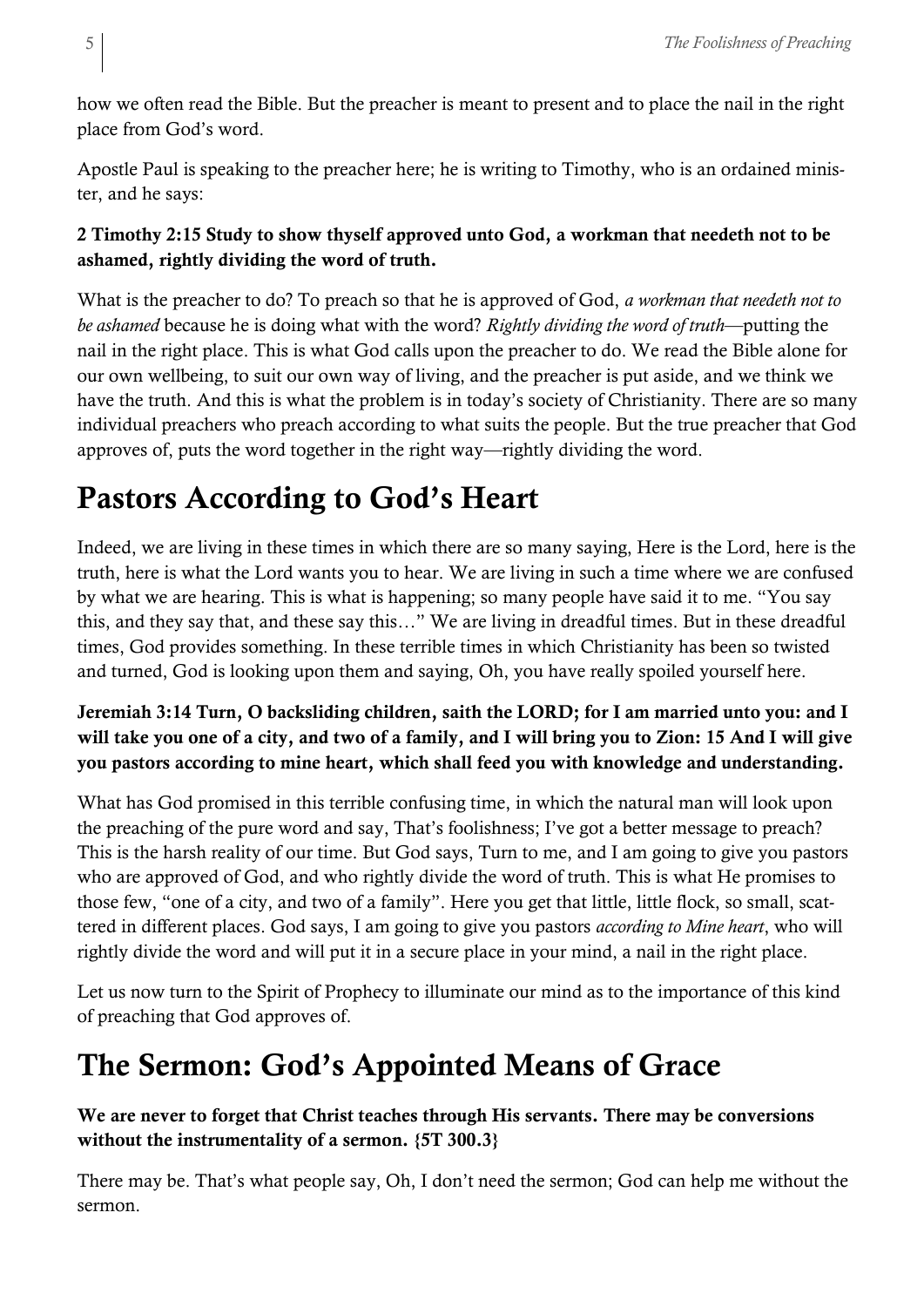how we often read the Bible. But the preacher is meant to present and to place the nail in the right place from God's word.

Apostle Paul is speaking to the preacher here; he is writing to Timothy, who is an ordained minister, and he says:

**2 Timothy 2:15 Study to show thyself approved unto God, a workman that needeth not to be ashamed, rightly dividing the word of truth.**

What is the preacher to do? To preach so that he is approved of God, *a workman that needeth not to be ashamed* because he is doing what with the word? *Rightly dividing the word of truth*—putting the nail in the right place. This is what God calls upon the preacher to do. We read the Bible alone for our own wellbeing, to suit our own way of living, and the preacher is put aside, and we think we have the truth. And this is what the problem is in today's society of Christianity. There are so many individual preachers who preach according to what suits the people. But the true preacher that God approves of, puts the word together in the right way—rightly dividing the word.

# Pastors According to God's Heart

Indeed, we are living in these times in which there are so many saying, Here is the Lord, here is the truth, here is what the Lord wants you to hear. We are living in such a time where we are confused by what we are hearing. This is what is happening; so many people have said it to me. "You say this, and they say that, and these say this…" We are living in dreadful times. But in these dreadful times, God provides something. In these terrible times in which Christianity has been so twisted and turned, God is looking upon them and saying, Oh, you have really spoiled yourself here.

**Jeremiah 3:14 Turn, O backsliding children, saith the LORD; for I am married unto you: and I will take you one of a city, and two of a family, and I will bring you to Zion: 15 And I will give you pastors according to mine heart, which shall feed you with knowledge and understanding.**

What has God promised in this terrible confusing time, in which the natural man will look upon the preaching of the pure word and say, That's foolishness; I've got a better message to preach? This is the harsh reality of our time. But God says, Turn to me, and I am going to give you pastors who are approved of God, and who rightly divide the word of truth. This is what He promises to those few, "one of a city, and two of a family". Here you get that little, little flock, so small, scattered in different places. God says, I am going to give you pastors *according to Mine heart*, who will rightly divide the word and will put it in a secure place in your mind, a nail in the right place.

Let us now turn to the Spirit of Prophecy to illuminate our mind as to the importance of this kind of preaching that God approves of.

# The Sermon: God's Appointed Means of Grace

**We are never to forget that Christ teaches through His servants. There may be conversions without the instrumentality of a sermon. {5T 300.3}**

There may be. That's what people say, Oh, I don't need the sermon; God can help me without the sermon.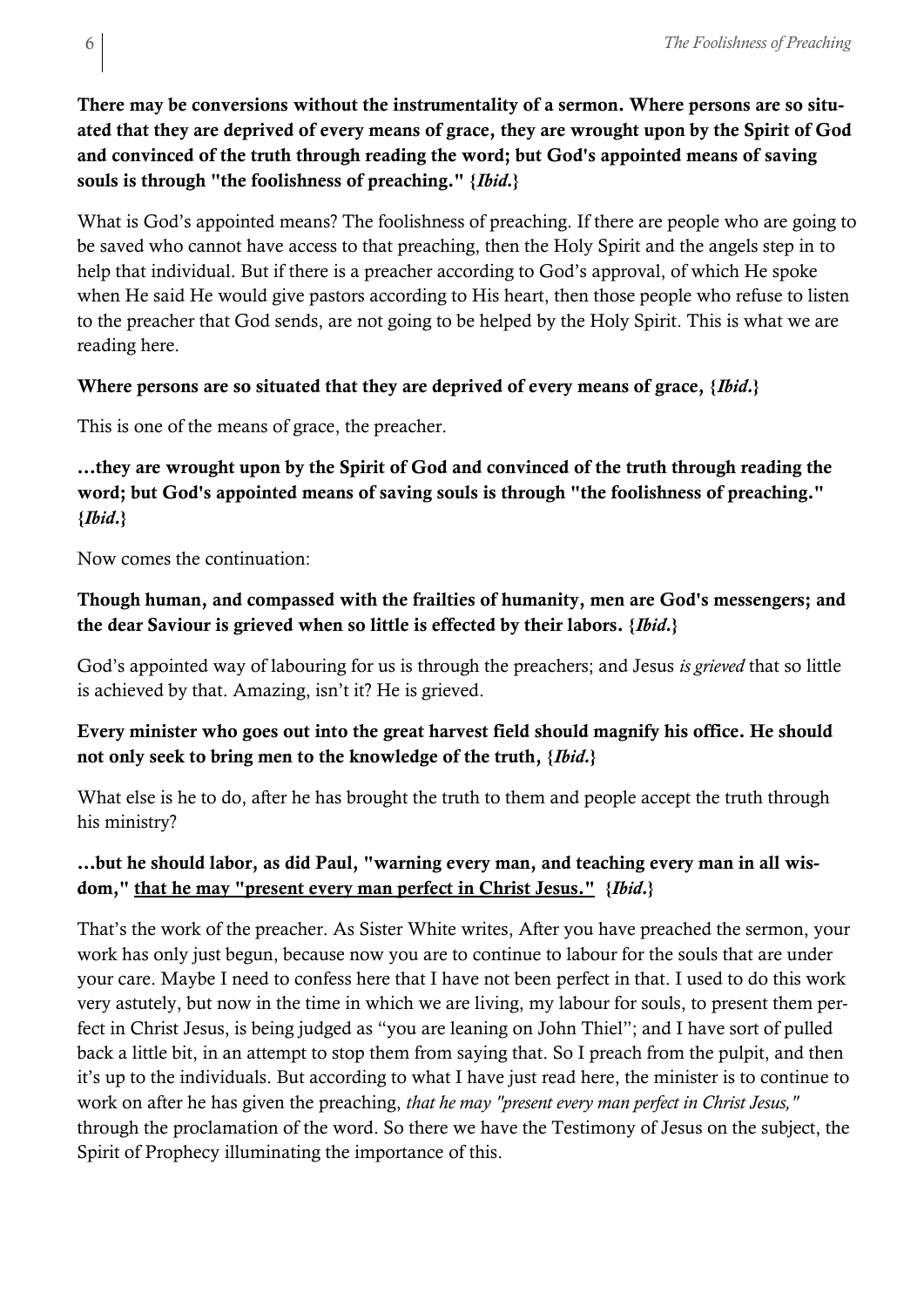**There may be conversions without the instrumentality of a sermon. Where persons are so situated that they are deprived of every means of grace, they are wrought upon by the Spirit of God and convinced of the truth through reading the word; but God's appointed means of saving souls is through "the foolishness of preaching." {*Ibid.*}**

What is God's appointed means? The foolishness of preaching. If there are people who are going to be saved who cannot have access to that preaching, then the Holy Spirit and the angels step in to help that individual. But if there is a preacher according to God's approval, of which He spoke when He said He would give pastors according to His heart, then those people who refuse to listen to the preacher that God sends, are not going to be helped by the Holy Spirit. This is what we are reading here.

**Where persons are so situated that they are deprived of every means of grace, {*Ibid.*}**

This is one of the means of grace, the preacher.

**…they are wrought upon by the Spirit of God and convinced of the truth through reading the word; but God's appointed means of saving souls is through "the foolishness of preaching." {*Ibid.*}**

Now comes the continuation:

**Though human, and compassed with the frailties of humanity, men are God's messengers; and the dear Saviour is grieved when so little is effected by their labors. {*Ibid.*}**

God's appointed way of labouring for us is through the preachers; and Jesus *is grieved* that so little is achieved by that. Amazing, isn't it? He is grieved.

**Every minister who goes out into the great harvest field should magnify his office. He should not only seek to bring men to the knowledge of the truth, {*Ibid.*}**

What else is he to do, after he has brought the truth to them and people accept the truth through his ministry?

**…but he should labor, as did Paul, "warning every man, and teaching every man in all wisdom," <u>that he may "present every man perfect in Christ Jesus."</u> {*Ibid.*}**

That's the work of the preacher. As Sister White writes, After you have preached the sermon, your work has only just begun, because now you are to continue to labour for the souls that are under your care. Maybe I need to confess here that I have not been perfect in that. I used to do this work very astutely, but now in the time in which we are living, my labour for souls, to present them perfect in Christ Jesus, is being judged as "you are leaning on John Thiel"; and I have sort of pulled back a little bit, in an attempt to stop them from saying that. So I preach from the pulpit, and then it's up to the individuals. But according to what I have just read here, the minister is to continue to work on after he has given the preaching, *that he may "present every man perfect in Christ Jesus,"* through the proclamation of the word. So there we have the Testimony of Jesus on the subject, the Spirit of Prophecy illuminating the importance of this.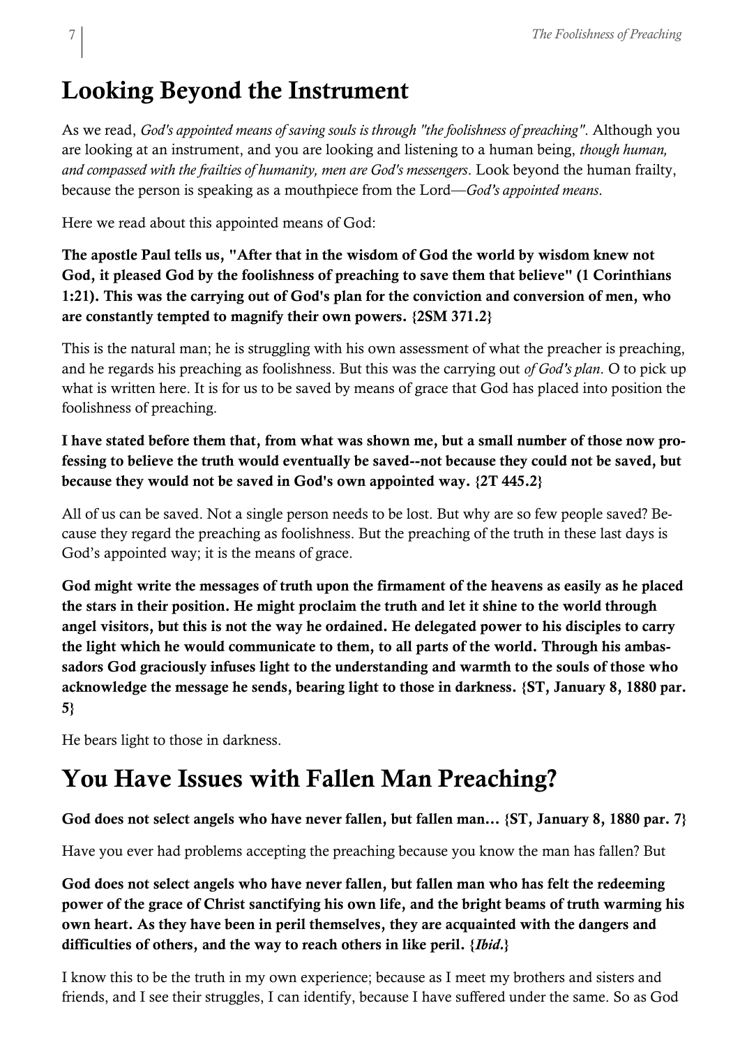## Looking Beyond the Instrument

As we read, *God's appointed means of saving souls is through "the foolishness of preaching"*. Although you are looking at an instrument, and you are looking and listening to a human being, *though human, and compassed with the frailties of humanity, men are God's messengers*. Look beyond the human frailty, because the person is speaking as a mouthpiece from the Lord—*God's appointed means*.

Here we read about this appointed means of God:

**The apostle Paul tells us, "After that in the wisdom of God the world by wisdom knew not God, it pleased God by the foolishness of preaching to save them that believe" (1 Corinthians 1:21). This was the carrying out of God's plan for the conviction and conversion of men, who are constantly tempted to magnify their own powers. {2SM 371.2}**

This is the natural man; he is struggling with his own assessment of what the preacher is preaching, and he regards his preaching as foolishness. But this was the carrying out *of God's plan*. O to pick up what is written here. It is for us to be saved by means of grace that God has placed into position the foolishness of preaching.

**I have stated before them that, from what was shown me, but a small number of those now professing to believe the truth would eventually be saved--not because they could not be saved, but because they would not be saved in God's own appointed way. {2T 445.2}**

All of us can be saved. Not a single person needs to be lost. But why are so few people saved? Because they regard the preaching as foolishness. But the preaching of the truth in these last days is God's appointed way; it is the means of grace.

**God might write the messages of truth upon the firmament of the heavens as easily as he placed the stars in their position. He might proclaim the truth and let it shine to the world through angel visitors, but this is not the way he ordained. He delegated power to his disciples to carry the light which he would communicate to them, to all parts of the world. Through his ambassadors God graciously infuses light to the understanding and warmth to the souls of those who acknowledge the message he sends, bearing light to those in darkness. {ST, January 8, 1880 par. 5}**

He bears light to those in darkness.

## You Have Issues with Fallen Man Preaching?

**God does not select angels who have never fallen, but fallen man… {ST, January 8, 1880 par. 7}**

Have you ever had problems accepting the preaching because you know the man has fallen? But

**God does not select angels who have never fallen, but fallen man who has felt the redeeming power of the grace of Christ sanctifying his own life, and the bright beams of truth warming his own heart. As they have been in peril themselves, they are acquainted with the dangers and difficulties of others, and the way to reach others in like peril. {*Ibid*.}**

I know this to be the truth in my own experience; because as I meet my brothers and sisters and friends, and I see their struggles, I can identify, because I have suffered under the same. So as God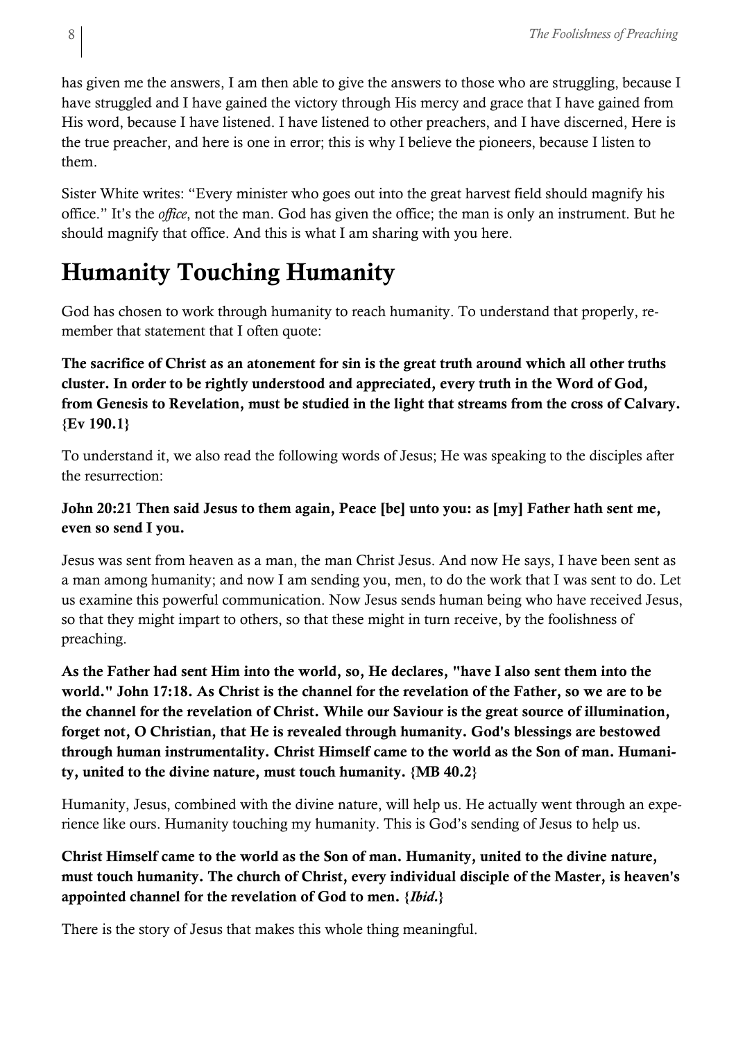has given me the answers, I am then able to give the answers to those who are struggling, because I have struggled and I have gained the victory through His mercy and grace that I have gained from His word, because I have listened. I have listened to other preachers, and I have discerned, Here is the true preacher, and here is one in error; this is why I believe the pioneers, because I listen to them.

Sister White writes: "Every minister who goes out into the great harvest field should magnify his office." It's the *office*, not the man. God has given the office; the man is only an instrument. But he should magnify that office. And this is what I am sharing with you here.

# Humanity Touching Humanity

God has chosen to work through humanity to reach humanity. To understand that properly, remember that statement that I often quote:

**The sacrifice of Christ as an atonement for sin is the great truth around which all other truths cluster. In order to be rightly understood and appreciated, every truth in the Word of God, from Genesis to Revelation, must be studied in the light that streams from the cross of Calvary. {Ev 190.1}**

To understand it, we also read the following words of Jesus; He was speaking to the disciples after the resurrection:

**John 20:21 Then said Jesus to them again, Peace [be] unto you: as [my] Father hath sent me, even so send I you.**

Jesus was sent from heaven as a man, the man Christ Jesus. And now He says, I have been sent as a man among humanity; and now I am sending you, men, to do the work that I was sent to do. Let us examine this powerful communication. Now Jesus sends human being who have received Jesus, so that they might impart to others, so that these might in turn receive, by the foolishness of preaching.

**As the Father had sent Him into the world, so, He declares, "have I also sent them into the world." John 17:18. As Christ is the channel for the revelation of the Father, so we are to be the channel for the revelation of Christ. While our Saviour is the great source of illumination, forget not, O Christian, that He is revealed through humanity. God's blessings are bestowed through human instrumentality. Christ Himself came to the world as the Son of man. Humanity, united to the divine nature, must touch humanity. {MB 40.2}**

Humanity, Jesus, combined with the divine nature, will help us. He actually went through an experience like ours. Humanity touching my humanity. This is God's sending of Jesus to help us.

**Christ Himself came to the world as the Son of man. Humanity, united to the divine nature, must touch humanity. The church of Christ, every individual disciple of the Master, is heaven's appointed channel for the revelation of God to men. {*Ibid.*}**

There is the story of Jesus that makes this whole thing meaningful.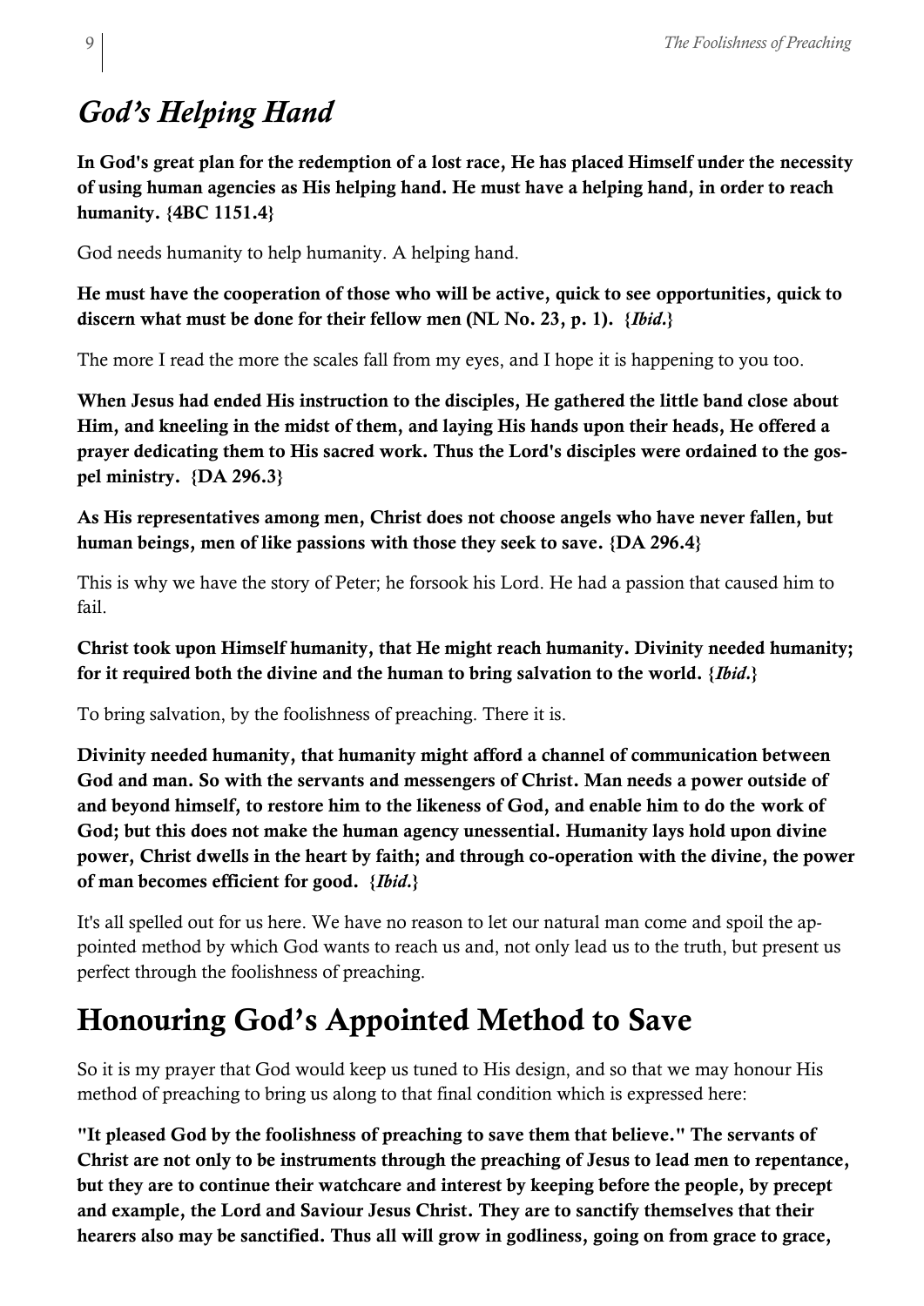## *God's Helping Hand*

**In God's great plan for the redemption of a lost race, He has placed Himself under the necessity of using human agencies as His helping hand. He must have a helping hand, in order to reach humanity. {4BC 1151.4}**

God needs humanity to help humanity. A helping hand.

**He must have the cooperation of those who will be active, quick to see opportunities, quick to discern what must be done for their fellow men (NL No. 23, p. 1). {*Ibid*.}**

The more I read the more the scales fall from my eyes, and I hope it is happening to you too.

**When Jesus had ended His instruction to the disciples, He gathered the little band close about Him, and kneeling in the midst of them, and laying His hands upon their heads, He offered a prayer dedicating them to His sacred work. Thus the Lord's disciples were ordained to the gospel ministry. {DA 296.3}**

**As His representatives among men, Christ does not choose angels who have never fallen, but human beings, men of like passions with those they seek to save. {DA 296.4}**

This is why we have the story of Peter; he forsook his Lord. He had a passion that caused him to fail.

**Christ took upon Himself humanity, that He might reach humanity. Divinity needed humanity; for it required both the divine and the human to bring salvation to the world. {*Ibid*.}**

To bring salvation, by the foolishness of preaching. There it is.

**Divinity needed humanity, that humanity might afford a channel of communication between God and man. So with the servants and messengers of Christ. Man needs a power outside of and beyond himself, to restore him to the likeness of God, and enable him to do the work of God; but this does not make the human agency unessential. Humanity lays hold upon divine power, Christ dwells in the heart by faith; and through co-operation with the divine, the power of man becomes efficient for good. {*Ibid*.}**

It's all spelled out for us here. We have no reason to let our natural man come and spoil the appointed method by which God wants to reach us and, not only lead us to the truth, but present us perfect through the foolishness of preaching.

# Honouring God's Appointed Method to Save

So it is my prayer that God would keep us tuned to His design, and so that we may honour His method of preaching to bring us along to that final condition which is expressed here:

**"It pleased God by the foolishness of preaching to save them that believe." The servants of Christ are not only to be instruments through the preaching of Jesus to lead men to repentance, but they are to continue their watchcare and interest by keeping before the people, by precept and example, the Lord and Saviour Jesus Christ. They are to sanctify themselves that their hearers also may be sanctified. Thus all will grow in godliness, going on from grace to grace,**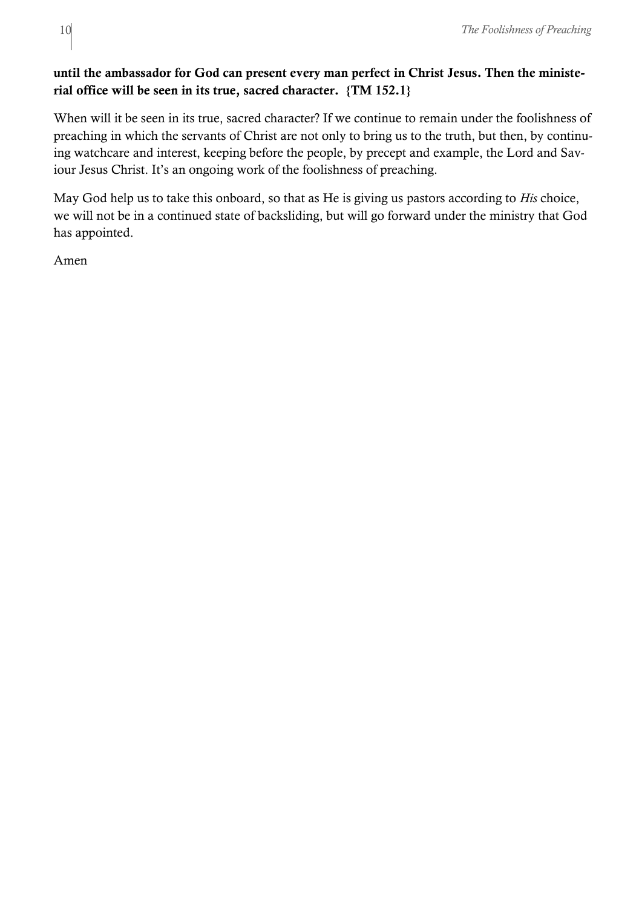**until the ambassador for God can present every man perfect in Christ Jesus. Then the ministerial office will be seen in its true, sacred character. {TM 152.1}**

When will it be seen in its true, sacred character? If we continue to remain under the foolishness of preaching in which the servants of Christ are not only to bring us to the truth, but then, by continuing watchcare and interest, keeping before the people, by precept and example, the Lord and Saviour Jesus Christ. It's an ongoing work of the foolishness of preaching.

May God help us to take this onboard, so that as He is giving us pastors according to *His* choice, we will not be in a continued state of backsliding, but will go forward under the ministry that God has appointed.

Amen